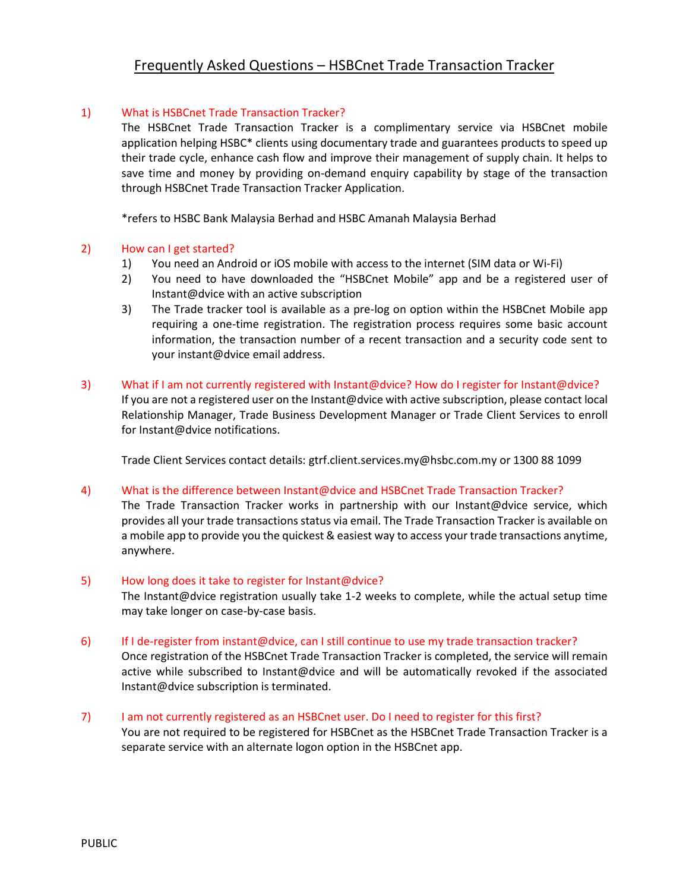# Frequently Asked Questions – HSBCnet Trade Transaction Tracker

1) **What is HSBCnet Trade Transaction Tracker?**

   The HSBCnet Trade Transaction Tracker is a complimentary service via HSBCnet mobile application helping HSBC* clients using documentary trade and guarantees products to speed up their trade cycle, enhance cash flow and improve their management of supply chain. It helps to save time and money by providing on-demand enquiry capability by stage of the transaction through HSBCnet Trade Transaction Tracker Application.

   *refers to HSBC Bank Malaysia Berhad and HSBC Amanah Malaysia Berhad

2) **How can I get started?**

   1) You need an Android or iOS mobile with access to the internet (SIM data or Wi-Fi)
   2) You need to have downloaded the "HSBCnet Mobile" app and be a registered user of Instant@dvice with an active subscription
   3) The Trade tracker tool is available as a pre-log on option within the HSBCnet Mobile app requiring a one-time registration. The registration process requires some basic account information, the transaction number of a recent transaction and a security code sent to your instant@dvice email address.

3) **What if I am not currently registered with Instant@dvice? How do I register for Instant@dvice?**

   If you are not a registered user on the Instant@dvice with active subscription, please contact local Relationship Manager, Trade Business Development Manager or Trade Client Services to enroll for Instant@dvice notifications.

   Trade Client Services contact details: gtrf.client.services.my@hsbc.com.my or 1300 88 1099

4) **What is the difference between Instant@dvice and HSBCnet Trade Transaction Tracker?**

   The Trade Transaction Tracker works in partnership with our Instant@dvice service, which provides all your trade transactions status via email. The Trade Transaction Tracker is available on a mobile app to provide you the quickest & easiest way to access your trade transactions anytime, anywhere.

5) **How long does it take to register for Instant@dvice?**

   The Instant@dvice registration usually take 1-2 weeks to complete, while the actual setup time may take longer on case-by-case basis.

6) **If I de-register from instant@dvice, can I still continue to use my trade transaction tracker?**

   Once registration of the HSBCnet Trade Transaction Tracker is completed, the service will remain active while subscribed to Instant@dvice and will be automatically revoked if the associated Instant@dvice subscription is terminated.

7) **I am not currently registered as an HSBCnet user. Do I need to register for this first?**

   You are not required to be registered for HSBCnet as the HSBCnet Trade Transaction Tracker is a separate service with an alternate logon option in the HSBCnet app.

PUBLIC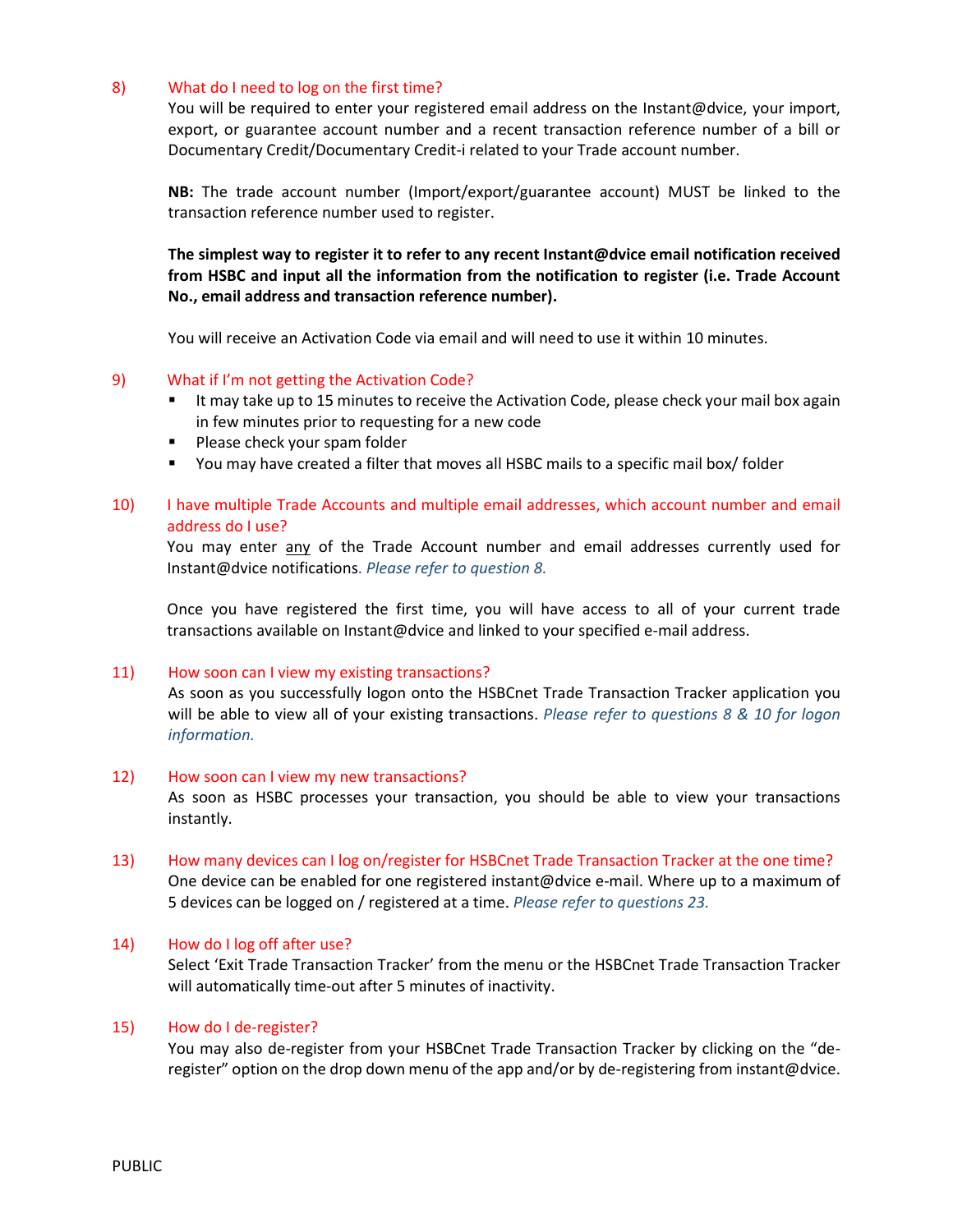## 8) What do I need to log on the first time?

You will be required to enter your registered email address on the Instant@dvice, your import, export, or guarantee account number and a recent transaction reference number of a bill or Documentary Credit/Documentary Credit-i related to your Trade account number.

**NB:** The trade account number (Import/export/guarantee account) MUST be linked to the transaction reference number used to register.

**The simplest way to register it to refer to any recent Instant@dvice email notification received from HSBC and input all the information from the notification to register (i.e. Trade Account No., email address and transaction reference number).**

You will receive an Activation Code via email and will need to use it within 10 minutes.

## 9) What if I'm not getting the Activation Code?

- It may take up to 15 minutes to receive the Activation Code, please check your mail box again in few minutes prior to requesting for a new code
- Please check your spam folder
- You may have created a filter that moves all HSBC mails to a specific mail box/ folder

## 10) I have multiple Trade Accounts and multiple email addresses, which account number and email address do I use?

You may enter any of the Trade Account number and email addresses currently used for Instant@dvice notifications. *Please refer to question 8.*

Once you have registered the first time, you will have access to all of your current trade transactions available on Instant@dvice and linked to your specified e-mail address.

## 11) How soon can I view my existing transactions?

As soon as you successfully logon onto the HSBCnet Trade Transaction Tracker application you will be able to view all of your existing transactions. *Please refer to questions 8 & 10 for logon information.*

## 12) How soon can I view my new transactions?

As soon as HSBC processes your transaction, you should be able to view your transactions instantly.

## 13) How many devices can I log on/register for HSBCnet Trade Transaction Tracker at the one time?

One device can be enabled for one registered instant@dvice e-mail. Where up to a maximum of 5 devices can be logged on / registered at a time. *Please refer to questions 23.*

## 14) How do I log off after use?

Select 'Exit Trade Transaction Tracker' from the menu or the HSBCnet Trade Transaction Tracker will automatically time-out after 5 minutes of inactivity.

## 15) How do I de-register?

You may also de-register from your HSBCnet Trade Transaction Tracker by clicking on the "de-register" option on the drop down menu of the app and/or by de-registering from instant@dvice.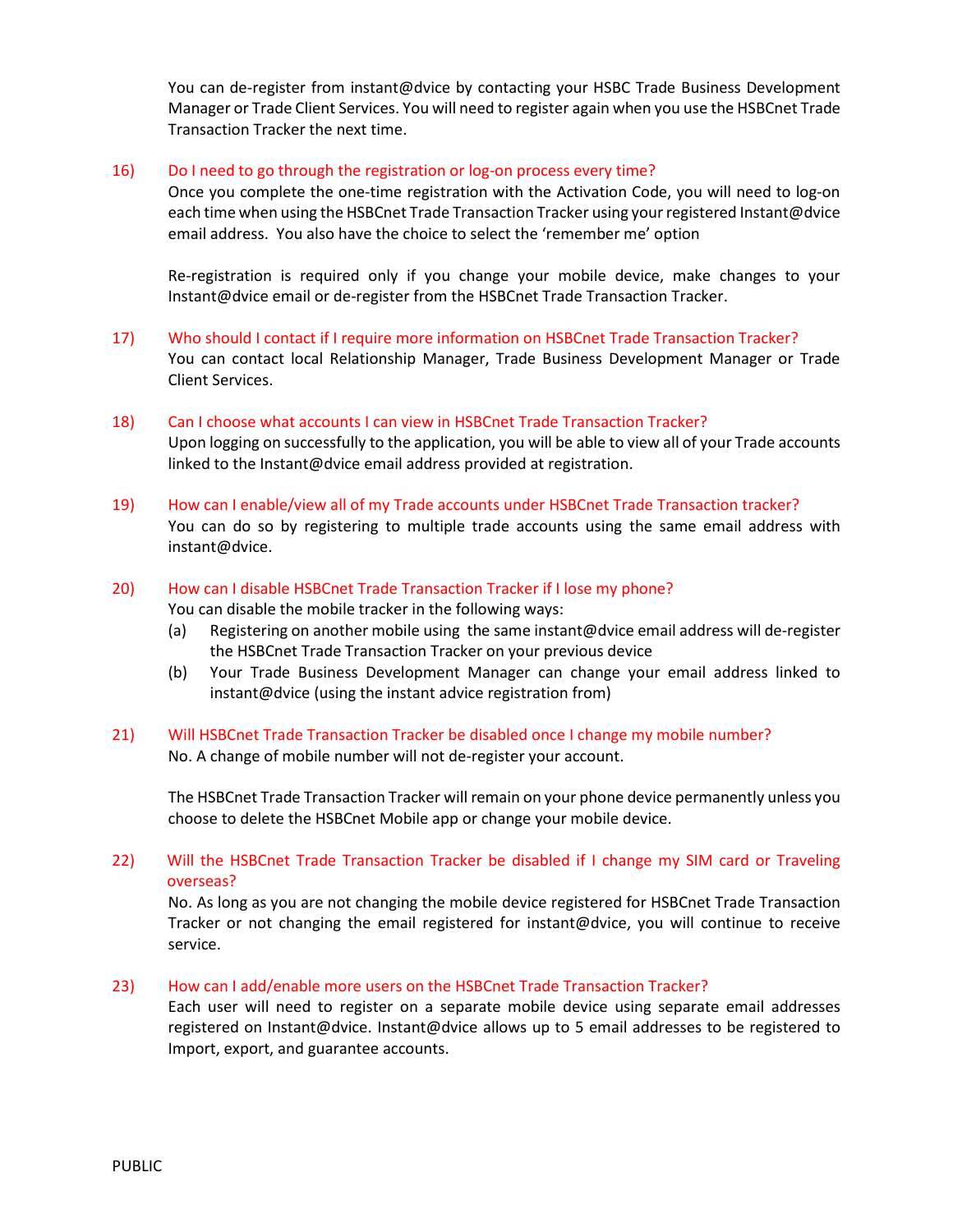You can de-register from instant@dvice by contacting your HSBC Trade Business Development Manager or Trade Client Services. You will need to register again when you use the HSBCnet Trade Transaction Tracker the next time.

16) **Do I need to go through the registration or log-on process every time?**

Once you complete the one-time registration with the Activation Code, you will need to log-on each time when using the HSBCnet Trade Transaction Tracker using your registered Instant@dvice email address. You also have the choice to select the 'remember me' option

Re-registration is required only if you change your mobile device, make changes to your Instant@dvice email or de-register from the HSBCnet Trade Transaction Tracker.

17) **Who should I contact if I require more information on HSBCnet Trade Transaction Tracker?**

You can contact local Relationship Manager, Trade Business Development Manager or Trade Client Services.

18) **Can I choose what accounts I can view in HSBCnet Trade Transaction Tracker?**

Upon logging on successfully to the application, you will be able to view all of your Trade accounts linked to the Instant@dvice email address provided at registration.

19) **How can I enable/view all of my Trade accounts under HSBCnet Trade Transaction tracker?**

You can do so by registering to multiple trade accounts using the same email address with instant@dvice.

20) **How can I disable HSBCnet Trade Transaction Tracker if I lose my phone?**

You can disable the mobile tracker in the following ways:

(a) Registering on another mobile using the same instant@dvice email address will de-register the HSBCnet Trade Transaction Tracker on your previous device

(b) Your Trade Business Development Manager can change your email address linked to instant@dvice (using the instant advice registration from)

21) **Will HSBCnet Trade Transaction Tracker be disabled once I change my mobile number?**

No. A change of mobile number will not de-register your account.

The HSBCnet Trade Transaction Tracker will remain on your phone device permanently unless you choose to delete the HSBCnet Mobile app or change your mobile device.

22) **Will the HSBCnet Trade Transaction Tracker be disabled if I change my SIM card or Traveling overseas?**

No. As long as you are not changing the mobile device registered for HSBCnet Trade Transaction Tracker or not changing the email registered for instant@dvice, you will continue to receive service.

23) **How can I add/enable more users on the HSBCnet Trade Transaction Tracker?**

Each user will need to register on a separate mobile device using separate email addresses registered on Instant@dvice. Instant@dvice allows up to 5 email addresses to be registered to Import, export, and guarantee accounts.

PUBLIC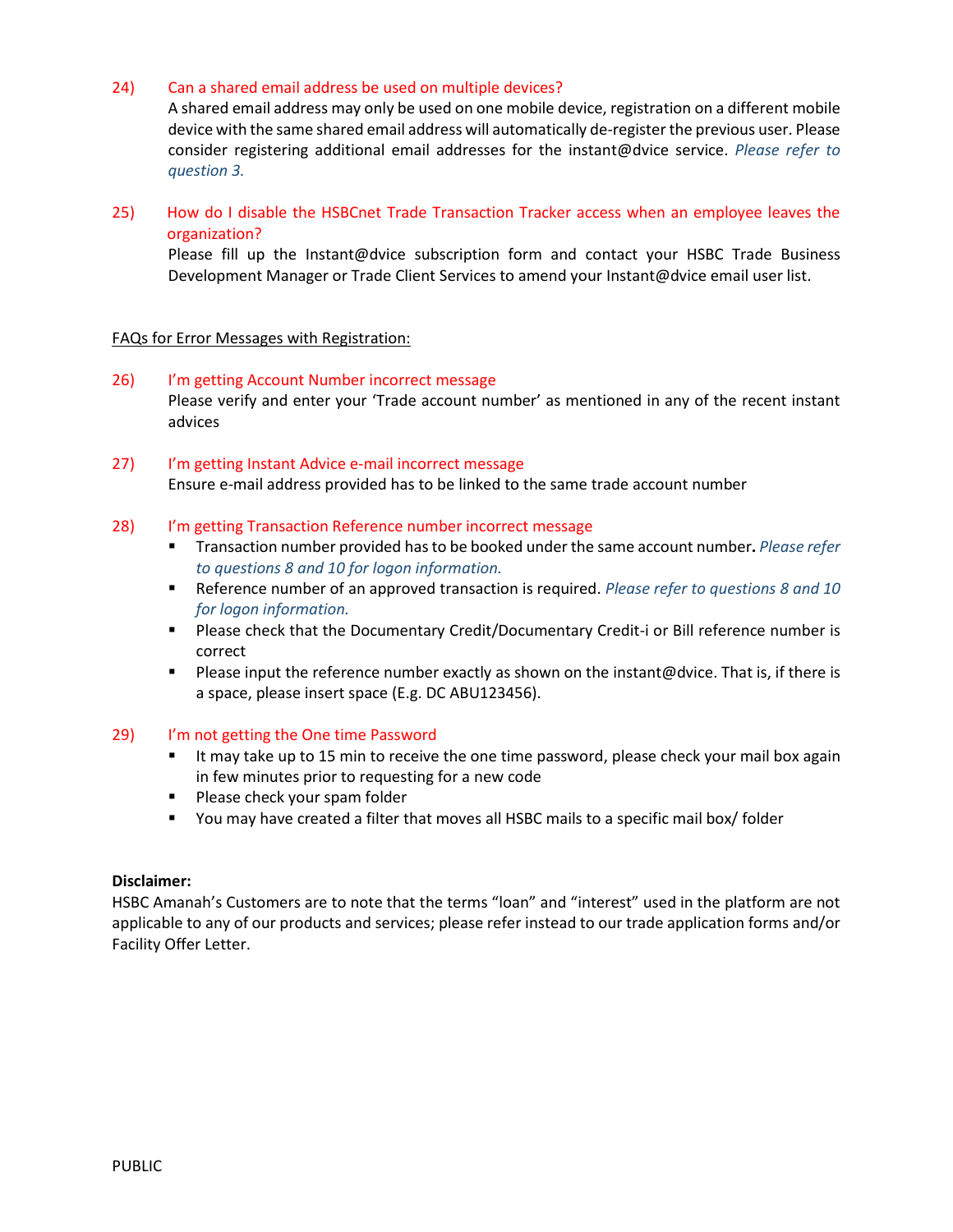24) Can a shared email address be used on multiple devices?

A shared email address may only be used on one mobile device, registration on a different mobile device with the same shared email address will automatically de-register the previous user. Please consider registering additional email addresses for the instant@dvice service. *Please refer to question 3.*

25) How do I disable the HSBCnet Trade Transaction Tracker access when an employee leaves the organization?

Please fill up the Instant@dvice subscription form and contact your HSBC Trade Business Development Manager or Trade Client Services to amend your Instant@dvice email user list.

<u>FAQs for Error Messages with Registration:</u>

26) I'm getting Account Number incorrect message

Please verify and enter your 'Trade account number' as mentioned in any of the recent instant advices

27) I'm getting Instant Advice e-mail incorrect message

Ensure e-mail address provided has to be linked to the same trade account number

28) I'm getting Transaction Reference number incorrect message

- Transaction number provided has to be booked under the same account number**.** *Please refer to questions 8 and 10 for logon information.*
- Reference number of an approved transaction is required. *Please refer to questions 8 and 10 for logon information.*
- Please check that the Documentary Credit/Documentary Credit-i or Bill reference number is correct
- Please input the reference number exactly as shown on the instant@dvice. That is, if there is a space, please insert space (E.g. DC ABU123456).

29) I'm not getting the One time Password

- It may take up to 15 min to receive the one time password, please check your mail box again in few minutes prior to requesting for a new code
- Please check your spam folder
- You may have created a filter that moves all HSBC mails to a specific mail box/ folder

**Disclaimer:**

HSBC Amanah's Customers are to note that the terms "loan" and "interest" used in the platform are not applicable to any of our products and services; please refer instead to our trade application forms and/or Facility Offer Letter.

PUBLIC